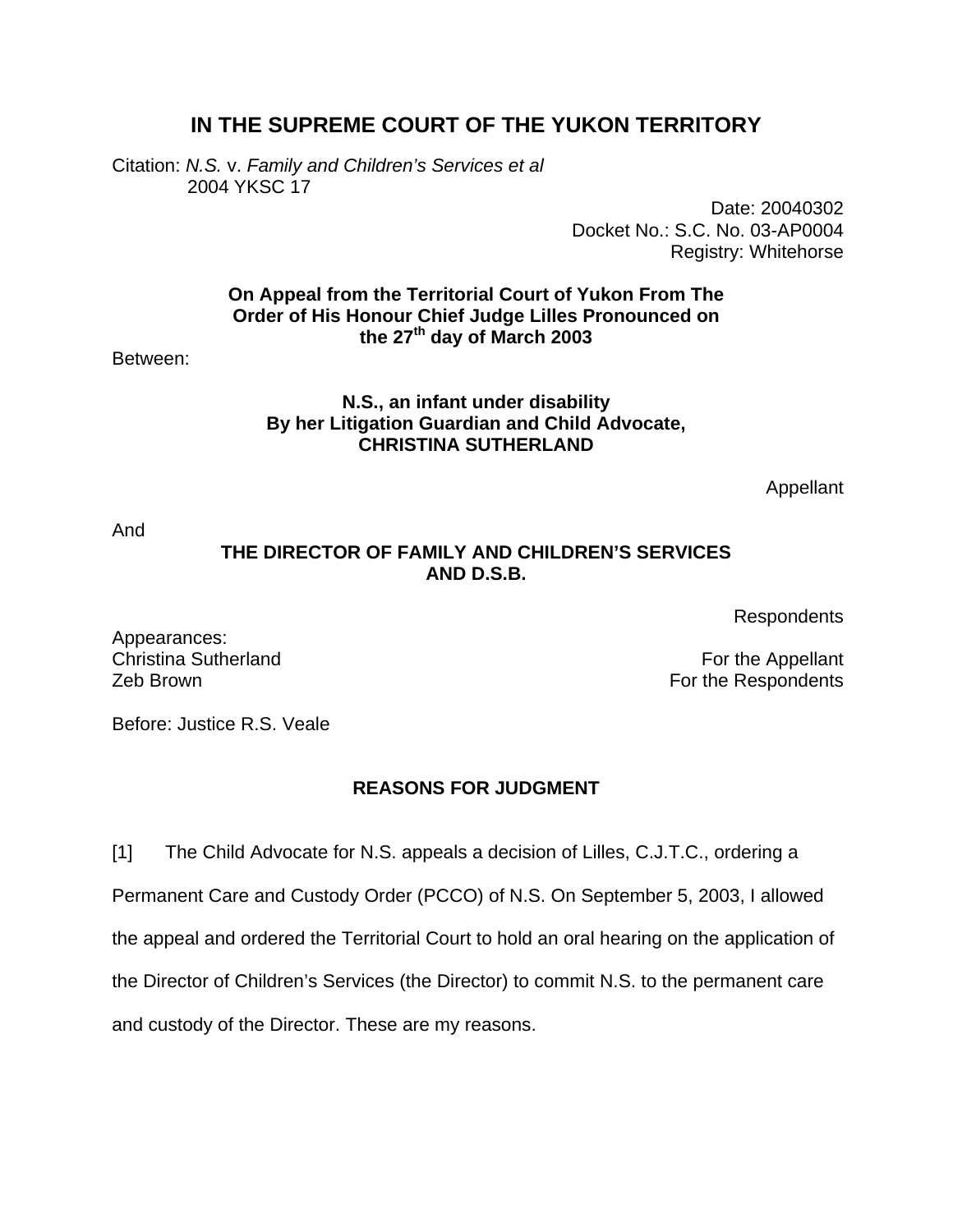# IN THE SUPREME COURT OF THE YUKON TERRITORY

Citation: *N.S.* v. *Family and Children's Services et al*
2004 YKSC 17

Date: 20040302
Docket No.: S.C. No. 03-AP0004
Registry: Whitehorse

**On Appeal from the Territorial Court of Yukon From The Order of His Honour Chief Judge Lilles Pronounced on the 27th day of March 2003**

Between:

**N.S., an infant under disability**
**By her Litigation Guardian and Child Advocate,**
**CHRISTINA SUTHERLAND**

Appellant

And

**THE DIRECTOR OF FAMILY AND CHILDREN'S SERVICES AND D.S.B.**

Respondents

Appearances:
Christina Sutherland — For the Appellant
Zeb Brown — For the Respondents

Before: Justice R.S. Veale

## REASONS FOR JUDGMENT

[1] The Child Advocate for N.S. appeals a decision of Lilles, C.J.T.C., ordering a Permanent Care and Custody Order (PCCO) of N.S. On September 5, 2003, I allowed the appeal and ordered the Territorial Court to hold an oral hearing on the application of the Director of Children's Services (the Director) to commit N.S. to the permanent care and custody of the Director. These are my reasons.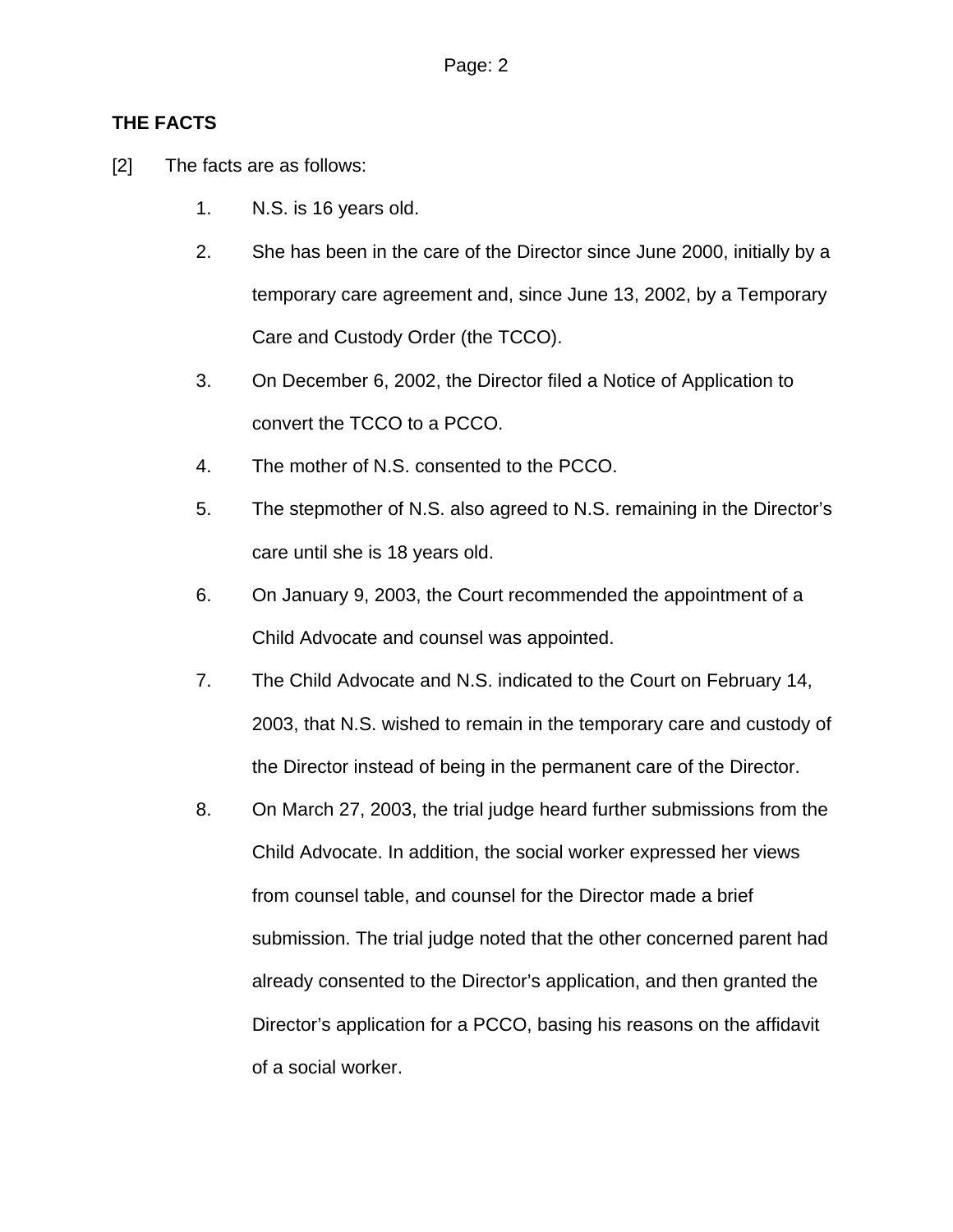## THE FACTS

[2] The facts are as follows:

1. N.S. is 16 years old.
2. She has been in the care of the Director since June 2000, initially by a temporary care agreement and, since June 13, 2002, by a Temporary Care and Custody Order (the TCCO).
3. On December 6, 2002, the Director filed a Notice of Application to convert the TCCO to a PCCO.
4. The mother of N.S. consented to the PCCO.
5. The stepmother of N.S. also agreed to N.S. remaining in the Director's care until she is 18 years old.
6. On January 9, 2003, the Court recommended the appointment of a Child Advocate and counsel was appointed.
7. The Child Advocate and N.S. indicated to the Court on February 14, 2003, that N.S. wished to remain in the temporary care and custody of the Director instead of being in the permanent care of the Director.
8. On March 27, 2003, the trial judge heard further submissions from the Child Advocate. In addition, the social worker expressed her views from counsel table, and counsel for the Director made a brief submission. The trial judge noted that the other concerned parent had already consented to the Director's application, and then granted the Director's application for a PCCO, basing his reasons on the affidavit of a social worker.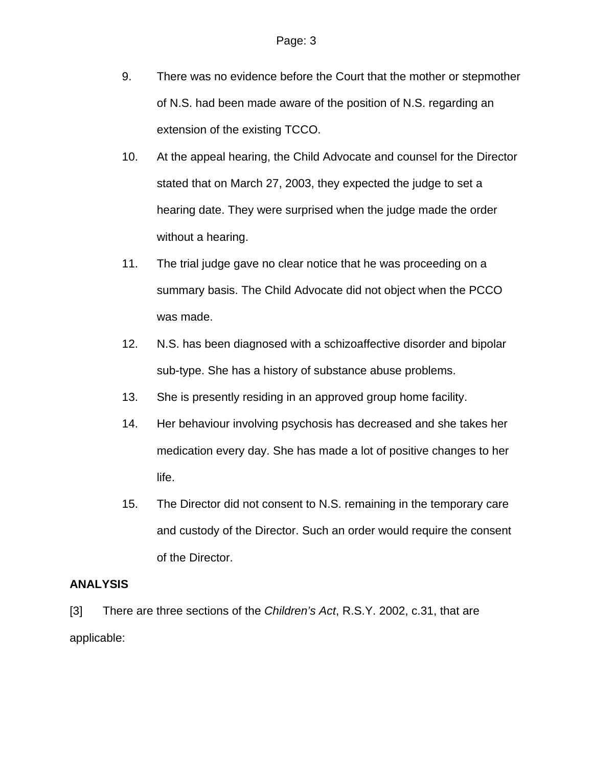9. There was no evidence before the Court that the mother or stepmother of N.S. had been made aware of the position of N.S. regarding an extension of the existing TCCO.

10. At the appeal hearing, the Child Advocate and counsel for the Director stated that on March 27, 2003, they expected the judge to set a hearing date. They were surprised when the judge made the order without a hearing.

11. The trial judge gave no clear notice that he was proceeding on a summary basis. The Child Advocate did not object when the PCCO was made.

12. N.S. has been diagnosed with a schizoaffective disorder and bipolar sub-type. She has a history of substance abuse problems.

13. She is presently residing in an approved group home facility.

14. Her behaviour involving psychosis has decreased and she takes her medication every day. She has made a lot of positive changes to her life.

15. The Director did not consent to N.S. remaining in the temporary care and custody of the Director. Such an order would require the consent of the Director.

**ANALYSIS**

[3] There are three sections of the *Children's Act*, R.S.Y. 2002, c.31, that are applicable: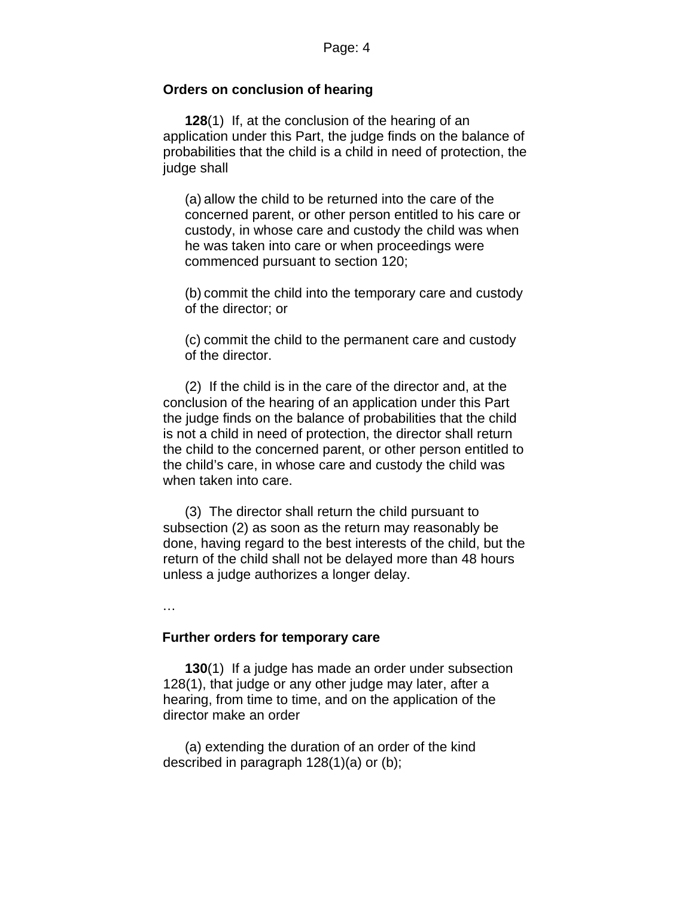**Orders on conclusion of hearing**

**128**(1) If, at the conclusion of the hearing of an application under this Part, the judge finds on the balance of probabilities that the child is a child in need of protection, the judge shall

(a) allow the child to be returned into the care of the concerned parent, or other person entitled to his care or custody, in whose care and custody the child was when he was taken into care or when proceedings were commenced pursuant to section 120;

(b) commit the child into the temporary care and custody of the director; or

(c) commit the child to the permanent care and custody of the director.

(2) If the child is in the care of the director and, at the conclusion of the hearing of an application under this Part the judge finds on the balance of probabilities that the child is not a child in need of protection, the director shall return the child to the concerned parent, or other person entitled to the child's care, in whose care and custody the child was when taken into care.

(3) The director shall return the child pursuant to subsection (2) as soon as the return may reasonably be done, having regard to the best interests of the child, but the return of the child shall not be delayed more than 48 hours unless a judge authorizes a longer delay.

…

**Further orders for temporary care**

**130**(1) If a judge has made an order under subsection 128(1), that judge or any other judge may later, after a hearing, from time to time, and on the application of the director make an order

(a) extending the duration of an order of the kind described in paragraph 128(1)(a) or (b);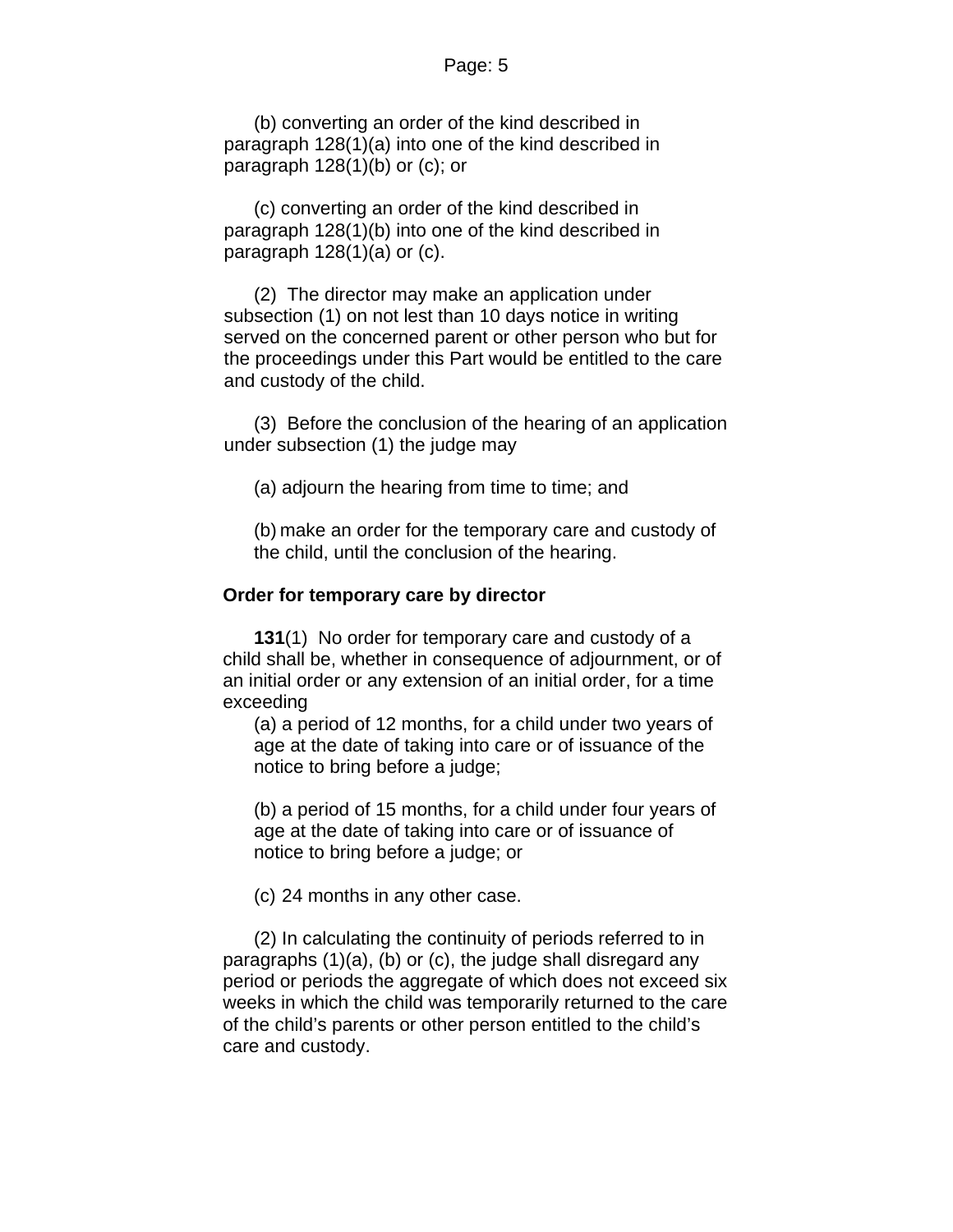(b) converting an order of the kind described in paragraph 128(1)(a) into one of the kind described in paragraph 128(1)(b) or (c); or

(c) converting an order of the kind described in paragraph 128(1)(b) into one of the kind described in paragraph 128(1)(a) or (c).

(2) The director may make an application under subsection (1) on not lest than 10 days notice in writing served on the concerned parent or other person who but for the proceedings under this Part would be entitled to the care and custody of the child.

(3) Before the conclusion of the hearing of an application under subsection (1) the judge may

(a) adjourn the hearing from time to time; and

(b) make an order for the temporary care and custody of the child, until the conclusion of the hearing.

**Order for temporary care by director**

**131**(1) No order for temporary care and custody of a child shall be, whether in consequence of adjournment, or of an initial order or any extension of an initial order, for a time exceeding

(a) a period of 12 months, for a child under two years of age at the date of taking into care or of issuance of the notice to bring before a judge;

(b) a period of 15 months, for a child under four years of age at the date of taking into care or of issuance of notice to bring before a judge; or

(c) 24 months in any other case.

(2) In calculating the continuity of periods referred to in paragraphs (1)(a), (b) or (c), the judge shall disregard any period or periods the aggregate of which does not exceed six weeks in which the child was temporarily returned to the care of the child's parents or other person entitled to the child's care and custody.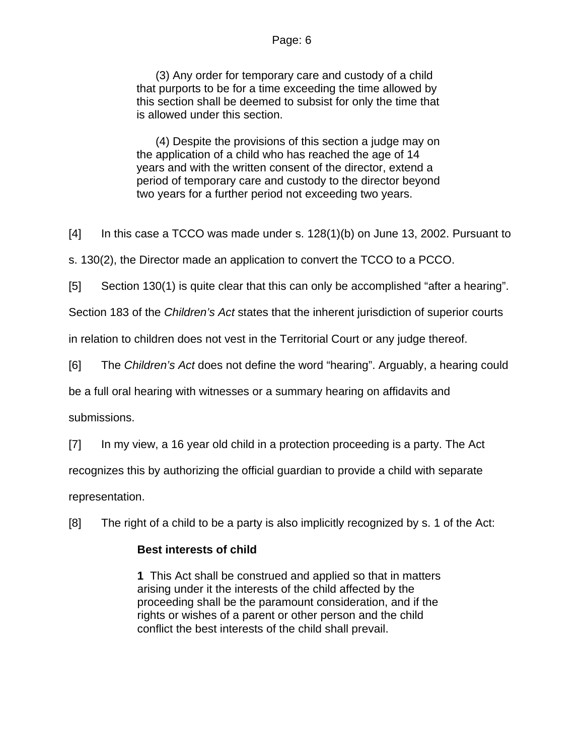> (3) Any order for temporary care and custody of a child that purports to be for a time exceeding the time allowed by this section shall be deemed to subsist for only the time that is allowed under this section.
>
> (4) Despite the provisions of this section a judge may on the application of a child who has reached the age of 14 years and with the written consent of the director, extend a period of temporary care and custody to the director beyond two years for a further period not exceeding two years.

[4] In this case a TCCO was made under s. 128(1)(b) on June 13, 2002. Pursuant to s. 130(2), the Director made an application to convert the TCCO to a PCCO.

[5] Section 130(1) is quite clear that this can only be accomplished "after a hearing". Section 183 of the *Children's Act* states that the inherent jurisdiction of superior courts in relation to children does not vest in the Territorial Court or any judge thereof.

[6] The *Children's Act* does not define the word "hearing". Arguably, a hearing could be a full oral hearing with witnesses or a summary hearing on affidavits and submissions.

[7] In my view, a 16 year old child in a protection proceeding is a party. The Act recognizes this by authorizing the official guardian to provide a child with separate representation.

[8] The right of a child to be a party is also implicitly recognized by s. 1 of the Act:

> **Best interests of child**
>
> **1** This Act shall be construed and applied so that in matters arising under it the interests of the child affected by the proceeding shall be the paramount consideration, and if the rights or wishes of a parent or other person and the child conflict the best interests of the child shall prevail.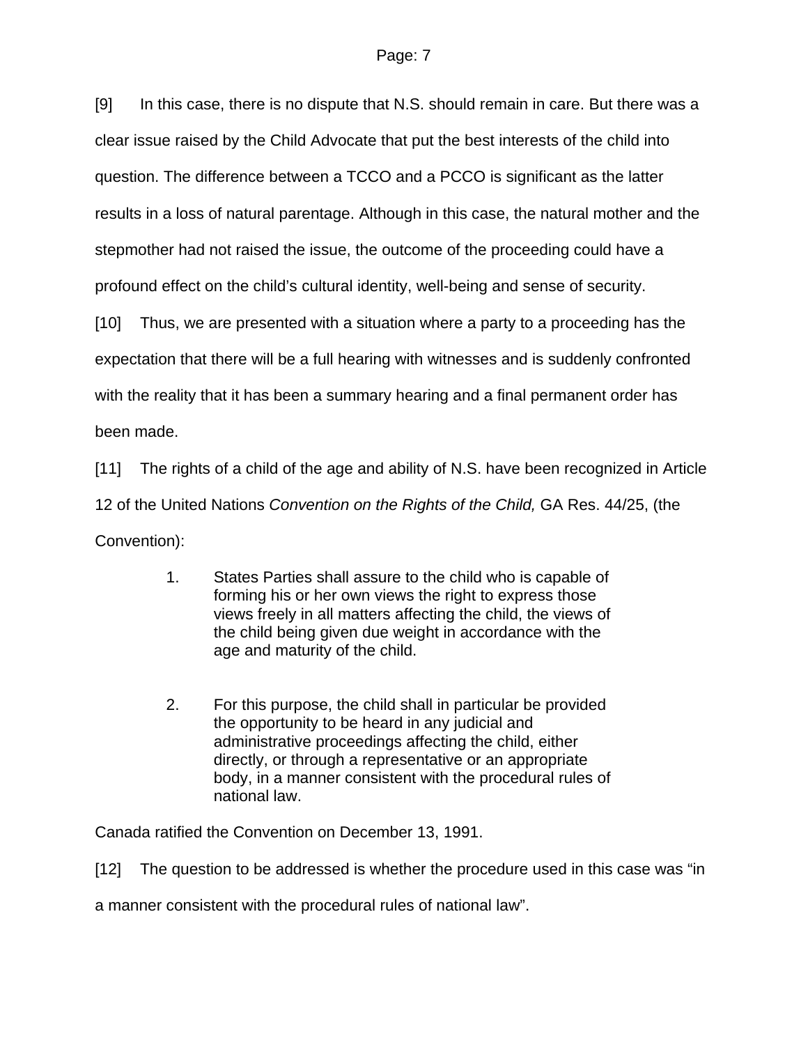[9] In this case, there is no dispute that N.S. should remain in care. But there was a clear issue raised by the Child Advocate that put the best interests of the child into question. The difference between a TCCO and a PCCO is significant as the latter results in a loss of natural parentage. Although in this case, the natural mother and the stepmother had not raised the issue, the outcome of the proceeding could have a profound effect on the child's cultural identity, well-being and sense of security.

[10] Thus, we are presented with a situation where a party to a proceeding has the expectation that there will be a full hearing with witnesses and is suddenly confronted with the reality that it has been a summary hearing and a final permanent order has been made.

[11] The rights of a child of the age and ability of N.S. have been recognized in Article 12 of the United Nations *Convention on the Rights of the Child,* GA Res. 44/25, (the Convention):

> 1. States Parties shall assure to the child who is capable of forming his or her own views the right to express those views freely in all matters affecting the child, the views of the child being given due weight in accordance with the age and maturity of the child.
>
> 2. For this purpose, the child shall in particular be provided the opportunity to be heard in any judicial and administrative proceedings affecting the child, either directly, or through a representative or an appropriate body, in a manner consistent with the procedural rules of national law.

Canada ratified the Convention on December 13, 1991.

[12] The question to be addressed is whether the procedure used in this case was "in a manner consistent with the procedural rules of national law".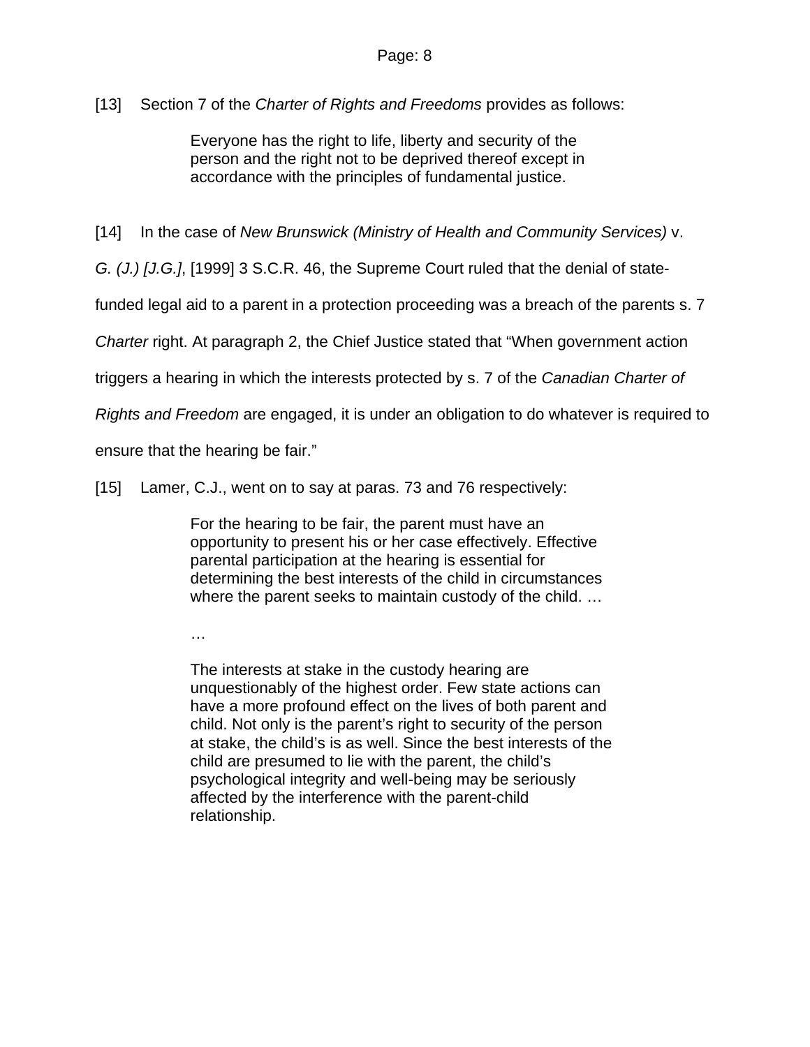[13] Section 7 of the *Charter of Rights and Freedoms* provides as follows:

> Everyone has the right to life, liberty and security of the person and the right not to be deprived thereof except in accordance with the principles of fundamental justice.

[14] In the case of *New Brunswick (Ministry of Health and Community Services)* v. *G. (J.) [J.G.]*, [1999] 3 S.C.R. 46, the Supreme Court ruled that the denial of state-funded legal aid to a parent in a protection proceeding was a breach of the parents s. 7 *Charter* right. At paragraph 2, the Chief Justice stated that "When government action triggers a hearing in which the interests protected by s. 7 of the *Canadian Charter of Rights and Freedom* are engaged, it is under an obligation to do whatever is required to ensure that the hearing be fair."

[15] Lamer, C.J., went on to say at paras. 73 and 76 respectively:

> For the hearing to be fair, the parent must have an opportunity to present his or her case effectively. Effective parental participation at the hearing is essential for determining the best interests of the child in circumstances where the parent seeks to maintain custody of the child. …
>
> …
>
> The interests at stake in the custody hearing are unquestionably of the highest order. Few state actions can have a more profound effect on the lives of both parent and child. Not only is the parent's right to security of the person at stake, the child's is as well. Since the best interests of the child are presumed to lie with the parent, the child's psychological integrity and well-being may be seriously affected by the interference with the parent-child relationship.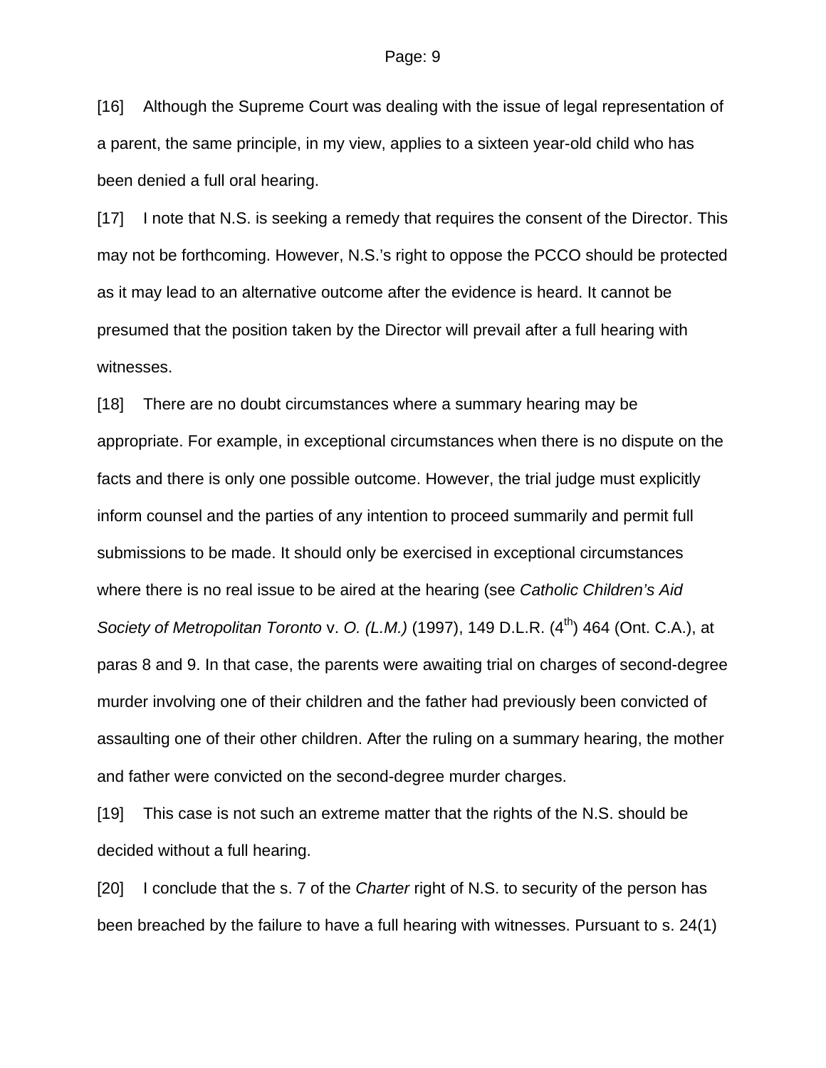[16] Although the Supreme Court was dealing with the issue of legal representation of a parent, the same principle, in my view, applies to a sixteen year-old child who has been denied a full oral hearing.

[17] I note that N.S. is seeking a remedy that requires the consent of the Director. This may not be forthcoming. However, N.S.'s right to oppose the PCCO should be protected as it may lead to an alternative outcome after the evidence is heard. It cannot be presumed that the position taken by the Director will prevail after a full hearing with witnesses.

[18] There are no doubt circumstances where a summary hearing may be appropriate. For example, in exceptional circumstances when there is no dispute on the facts and there is only one possible outcome. However, the trial judge must explicitly inform counsel and the parties of any intention to proceed summarily and permit full submissions to be made. It should only be exercised in exceptional circumstances where there is no real issue to be aired at the hearing (see *Catholic Children's Aid Society of Metropolitan Toronto* v. *O. (L.M.)* (1997), 149 D.L.R. (4th) 464 (Ont. C.A.), at paras 8 and 9. In that case, the parents were awaiting trial on charges of second-degree murder involving one of their children and the father had previously been convicted of assaulting one of their other children. After the ruling on a summary hearing, the mother and father were convicted on the second-degree murder charges.

[19] This case is not such an extreme matter that the rights of the N.S. should be decided without a full hearing.

[20] I conclude that the s. 7 of the *Charter* right of N.S. to security of the person has been breached by the failure to have a full hearing with witnesses. Pursuant to s. 24(1)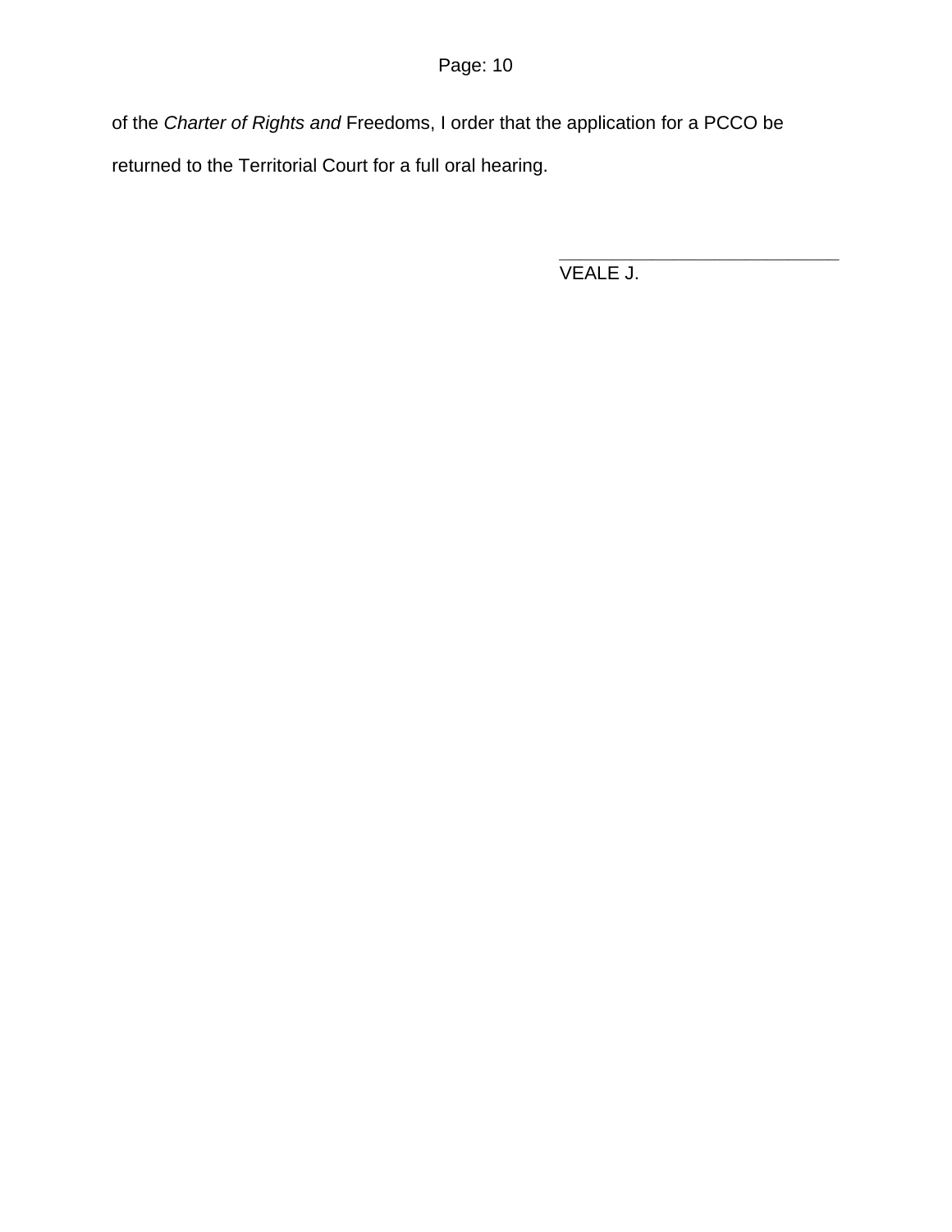of the *Charter of Rights and* Freedoms, I order that the application for a PCCO be returned to the Territorial Court for a full oral hearing.

\_\_\_\_\_\_\_\_\_\_\_\_\_\_\_\_\_\_\_\_\_\_\_\_\_\_\_\_\_\_

VEALE J.